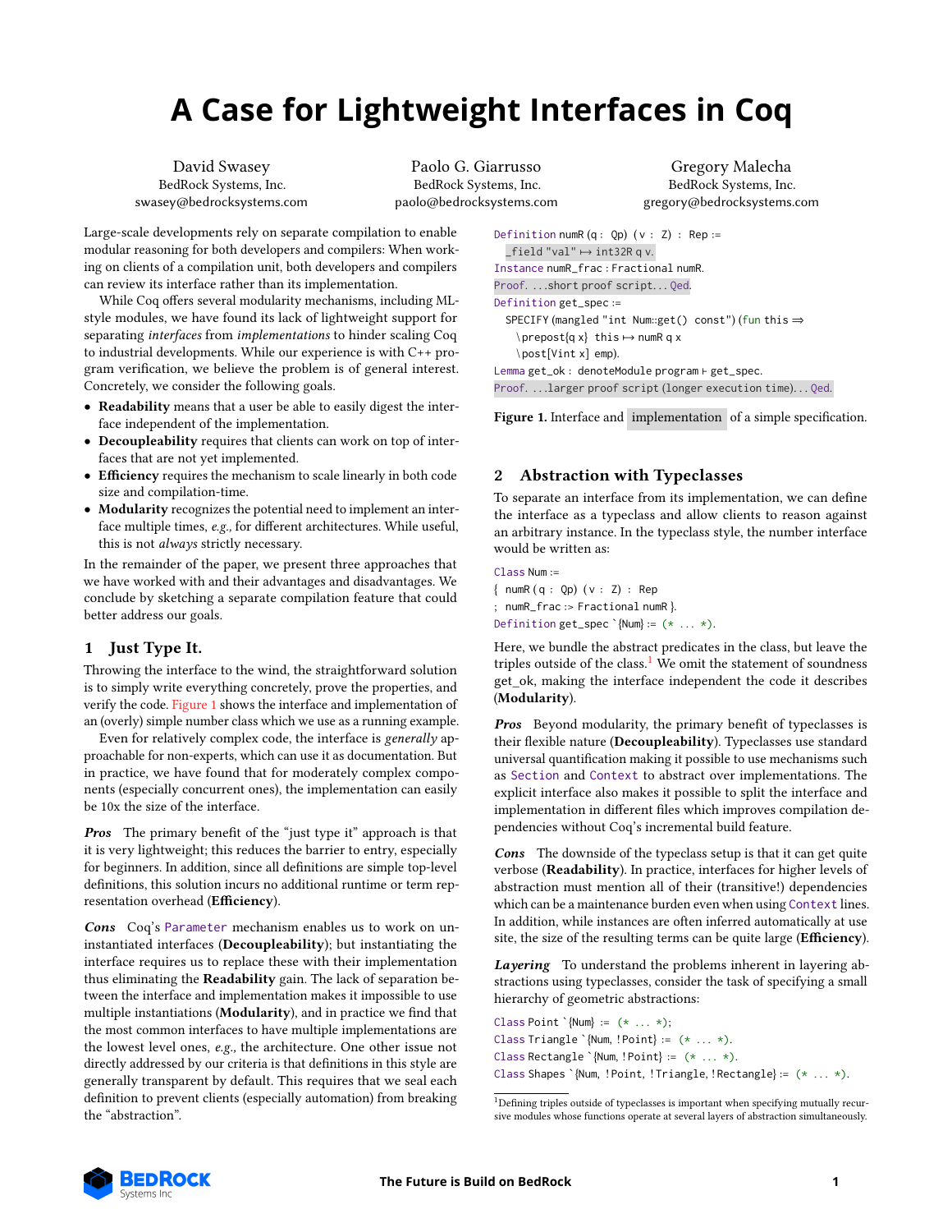# A Case for Lightweight Interfaces in Coq

David Swasey
BedRock Systems, Inc.
swasey@bedrocksystems.com

Paolo G. Giarrusso
BedRock Systems, Inc.
paolo@bedrocksystems.com

Gregory Malecha
BedRock Systems, Inc.
gregory@bedrocksystems.com

Large-scale developments rely on separate compilation to enable modular reasoning for both developers and compilers: When working on clients of a compilation unit, both developers and compilers can review its interface rather than its implementation.

While Coq offers several modularity mechanisms, including ML-style modules, we have found its lack of lightweight support for separating *interfaces* from *implementations* to hinder scaling Coq to industrial developments. While our experience is with C++ program verification, we believe the problem is of general interest. Concretely, we consider the following goals.

- **Readability** means that a user be able to easily digest the interface independent of the implementation.
- **Decoupleability** requires that clients can work on top of interfaces that are not yet implemented.
- **Efficiency** requires the mechanism to scale linearly in both code size and compilation-time.
- **Modularity** recognizes the potential need to implement an interface multiple times, *e.g.,* for different architectures. While useful, this is not *always* strictly necessary.

In the remainder of the paper, we present three approaches that we have worked with and their advantages and disadvantages. We conclude by sketching a separate compilation feature that could better address our goals.

## 1 Just Type It.

Throwing the interface to the wind, the straightforward solution is to simply write everything concretely, prove the properties, and verify the code. Figure 1 shows the interface and implementation of an (overly) simple number class which we use as a running example.

Even for relatively complex code, the interface is *generally* approachable for non-experts, which can use it as documentation. But in practice, we have found that for moderately complex components (especially concurrent ones), the implementation can easily be 10x the size of the interface.

***Pros*** The primary benefit of the "just type it" approach is that it is very lightweight; this reduces the barrier to entry, especially for beginners. In addition, since all definitions are simple top-level definitions, this solution incurs no additional runtime or term representation overhead (**Efficiency**).

***Cons*** Coq's `Parameter` mechanism enables us to work on uninstantiated interfaces (**Decoupleability**); but instantiating the interface requires us to replace these with their implementation thus eliminating the **Readability** gain. The lack of separation between the interface and implementation makes it impossible to use multiple instantiations (**Modularity**), and in practice we find that the most common interfaces to have multiple implementations are the lowest level ones, *e.g.,* the architecture. One other issue not directly addressed by our criteria is that definitions in this style are generally transparent by default. This requires that we seal each definition to prevent clients (especially automation) from breaking the "abstraction".

```
Definition numR (q : Qp) (v : Z) : Rep :=
  _field "val" ↦ int32R q v.
Instance numR_frac : Fractional numR.
Proof. ...short proof script... Qed.
Definition get_spec :=
  SPECIFY (mangled "int Num::get() const") (fun this ⇒
    \prepost{q x} this ↦ numR q x
    \post[Vint x] emp).
Lemma get_ok : denoteModule program ⊢ get_spec.
Proof. ...larger proof script (longer execution time)... Qed.
```

**Figure 1.** Interface and implementation of a simple specification.

## 2 Abstraction with Typeclasses

To separate an interface from its implementation, we can define the interface as a typeclass and allow clients to reason against an arbitrary instance. In the typeclass style, the number interface would be written as:

```
Class Num :=
{ numR (q : Qp) (v : Z) : Rep
; numR_frac :> Fractional numR }.
Definition get_spec `{Num} := (* ... *).
```

Here, we bundle the abstract predicates in the class, but leave the triples outside of the class.[1] We omit the statement of soundness get_ok, making the interface independent the code it describes (**Modularity**).

***Pros*** Beyond modularity, the primary benefit of typeclasses is their flexible nature (**Decoupleability**). Typeclasses use standard universal quantification making it possible to use mechanisms such as `Section` and `Context` to abstract over implementations. The explicit interface also makes it possible to split the interface and implementation in different files which improves compilation dependencies without Coq's incremental build feature.

***Cons*** The downside of the typeclass setup is that it can get quite verbose (**Readability**). In practice, interfaces for higher levels of abstraction must mention all of their (transitive!) dependencies which can be a maintenance burden even when using `Context` lines. In addition, while instances are often inferred automatically at use site, the size of the resulting terms can be quite large (**Efficiency**).

***Layering*** To understand the problems inherent in layering abstractions using typeclasses, consider the task of specifying a small hierarchy of geometric abstractions:

```
Class Point `{Num} := (* ... *);
Class Triangle `{Num, !Point} := (* ... *).
Class Rectangle `{Num, !Point} := (* ... *).
Class Shapes `{Num, !Point, !Triangle, !Rectangle} := (* ... *).
```

[1] Defining triples outside of typeclasses is important when specifying mutually recursive modules whose functions operate at several layers of abstraction simultaneously.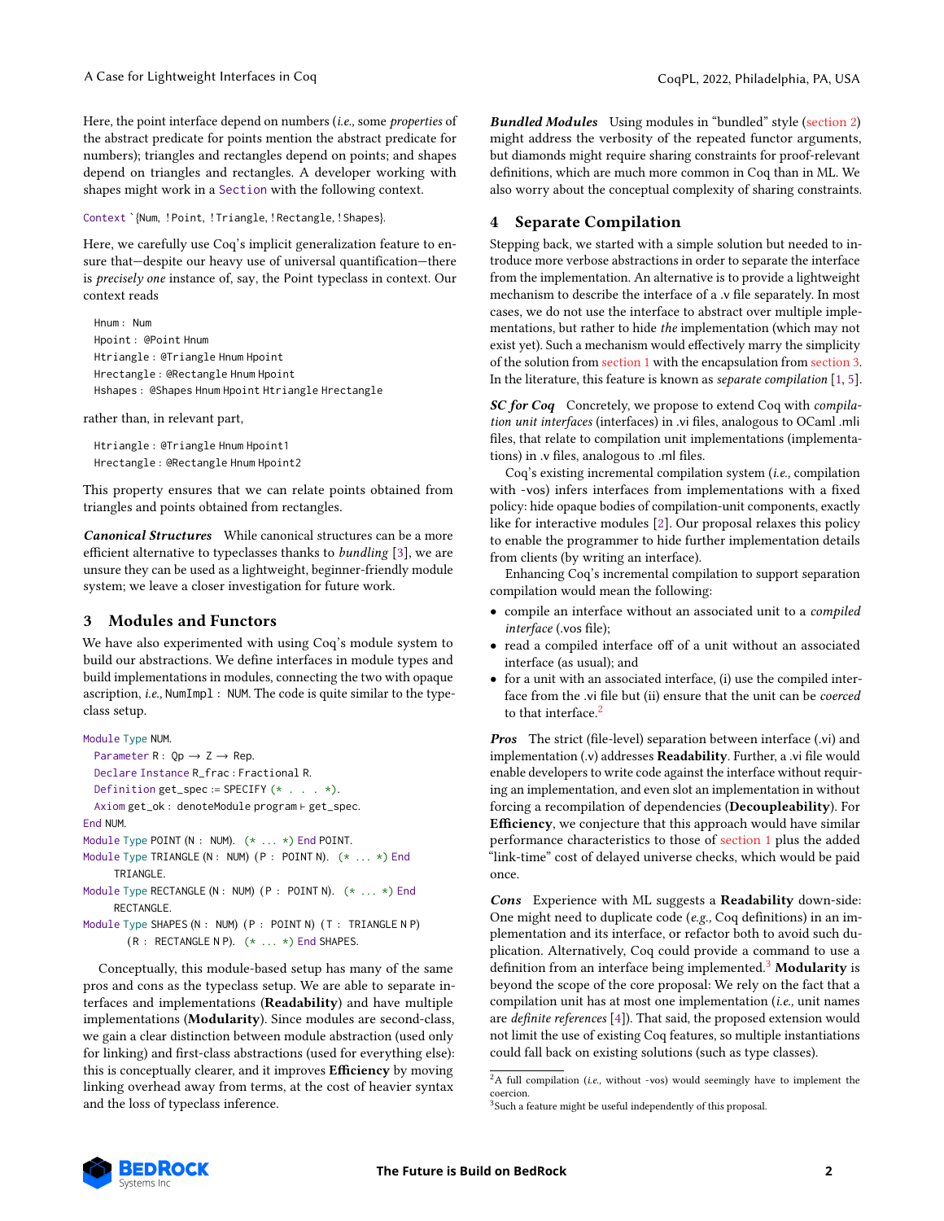Here, the point interface depend on numbers (*i.e.,* some *properties* of the abstract predicate for points mention the abstract predicate for numbers); triangles and rectangles depend on points; and shapes depend on triangles and rectangles. A developer working with shapes might work in a `Section` with the following context.

```
Context `{Num, !Point, !Triangle, !Rectangle, !Shapes}.
```

Here, we carefully use Coq's implicit generalization feature to ensure that—despite our heavy use of universal quantification—there is *precisely one* instance of, say, the Point typeclass in context. Our context reads

```
Hnum : Num
Hpoint : @Point Hnum
Htriangle : @Triangle Hnum Hpoint
Hrectangle : @Rectangle Hnum Hpoint
Hshapes : @Shapes Hnum Hpoint Htriangle Hrectangle
```

rather than, in relevant part,

```
Htriangle : @Triangle Hnum Hpoint1
Hrectangle : @Rectangle Hnum Hpoint2
```

This property ensures that we can relate points obtained from triangles and points obtained from rectangles.

***Canonical Structures*** While canonical structures can be a more efficient alternative to typeclasses thanks to *bundling* [3], we are unsure they can be used as a lightweight, beginner-friendly module system; we leave a closer investigation for future work.

## 3 Modules and Functors

We have also experimented with using Coq's module system to build our abstractions. We define interfaces in module types and build implementations in modules, connecting the two with opaque ascription, *i.e.,* `NumImpl : NUM`. The code is quite similar to the typeclass setup.

```
Module Type NUM.
  Parameter R : Qp → Z → Rep.
  Declare Instance R_frac : Fractional R.
  Definition get_spec := SPECIFY (* . . . *).
  Axiom get_ok : denoteModule program ⊢ get_spec.
End NUM.
Module Type POINT (N : NUM). (* ... *) End POINT.
Module Type TRIANGLE (N : NUM) (P : POINT N). (* ... *) End
    TRIANGLE.
Module Type RECTANGLE (N : NUM) (P : POINT N). (* ... *) End
    RECTANGLE.
Module Type SHAPES (N : NUM) (P : POINT N) (T : TRIANGLE N P)
      (R : RECTANGLE N P). (* ... *) End SHAPES.
```

Conceptually, this module-based setup has many of the same pros and cons as the typeclass setup. We are able to separate interfaces and implementations (**Readability**) and have multiple implementations (**Modularity**). Since modules are second-class, we gain a clear distinction between module abstraction (used only for linking) and first-class abstractions (used for everything else): this is conceptually clearer, and it improves **Efficiency** by moving linking overhead away from terms, at the cost of heavier syntax and the loss of typeclass inference.

***Bundled Modules*** Using modules in "bundled" style (section 2) might address the verbosity of the repeated functor arguments, but diamonds might require sharing constraints for proof-relevant definitions, which are much more common in Coq than in ML. We also worry about the conceptual complexity of sharing constraints.

## 4 Separate Compilation

Stepping back, we started with a simple solution but needed to introduce more verbose abstractions in order to separate the interface from the implementation. An alternative is to provide a lightweight mechanism to describe the interface of a .v file separately. In most cases, we do not use the interface to abstract over multiple implementations, but rather to hide *the* implementation (which may not exist yet). Such a mechanism would effectively marry the simplicity of the solution from section 1 with the encapsulation from section 3. In the literature, this feature is known as *separate compilation* [1, 5].

***SC for Coq*** Concretely, we propose to extend Coq with *compilation unit interfaces* (interfaces) in .vi files, analogous to OCaml .mli files, that relate to compilation unit implementations (implementations) in .v files, analogous to .ml files.

Coq's existing incremental compilation system (*i.e.,* compilation with -vos) infers interfaces from implementations with a fixed policy: hide opaque bodies of compilation-unit components, exactly like for interactive modules [2]. Our proposal relaxes this policy to enable the programmer to hide further implementation details from clients (by writing an interface).

Enhancing Coq's incremental compilation to support separation compilation would mean the following:

- compile an interface without an associated unit to a *compiled interface* (.vos file);
- read a compiled interface off of a unit without an associated interface (as usual); and
- for a unit with an associated interface, (i) use the compiled interface from the .vi file but (ii) ensure that the unit can be *coerced* to that interface.[2]

***Pros*** The strict (file-level) separation between interface (.vi) and implementation (.v) addresses **Readability**. Further, a .vi file would enable developers to write code against the interface without requiring an implementation, and even slot an implementation in without forcing a recompilation of dependencies (**Decoupleability**). For **Efficiency**, we conjecture that this approach would have similar performance characteristics to those of section 1 plus the added "link-time" cost of delayed universe checks, which would be paid once.

***Cons*** Experience with ML suggests a **Readability** down-side: One might need to duplicate code (*e.g.,* Coq definitions) in an implementation and its interface, or refactor both to avoid such duplication. Alternatively, Coq could provide a command to use a definition from an interface being implemented.[3] **Modularity** is beyond the scope of the core proposal: We rely on the fact that a compilation unit has at most one implementation (*i.e.,* unit names are *definite references* [4]). That said, the proposed extension would not limit the use of existing Coq features, so multiple instantiations could fall back on existing solutions (such as type classes).

[2] A full compilation (*i.e.,* without -vos) would seemingly have to implement the coercion.

[3] Such a feature might be useful independently of this proposal.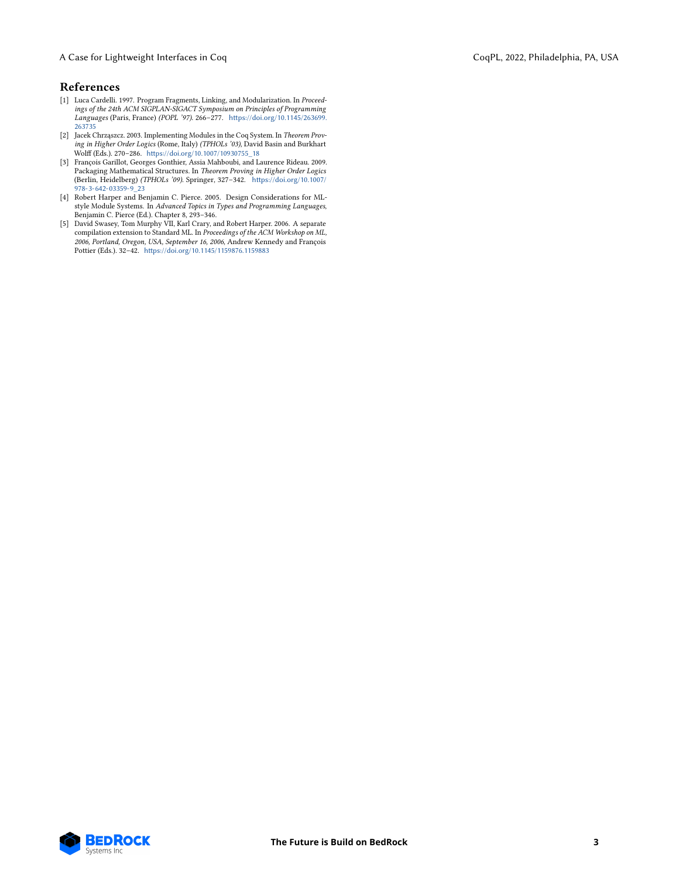## References

[1] Luca Cardelli. 1997. Program Fragments, Linking, and Modularization. In *Proceedings of the 24th ACM SIGPLAN-SIGACT Symposium on Principles of Programming Languages* (Paris, France) *(POPL '97)*. 266–277. https://doi.org/10.1145/263699.263735

[2] Jacek Chrząszcz. 2003. Implementing Modules in the Coq System. In *Theorem Proving in Higher Order Logics* (Rome, Italy) *(TPHOLs '03)*, David Basin and Burkhart Wolff (Eds.). 270–286. https://doi.org/10.1007/10930755_18

[3] François Garillot, Georges Gonthier, Assia Mahboubi, and Laurence Rideau. 2009. Packaging Mathematical Structures. In *Theorem Proving in Higher Order Logics* (Berlin, Heidelberg) *(TPHOLs '09)*. Springer, 327–342. https://doi.org/10.1007/978-3-642-03359-9_23

[4] Robert Harper and Benjamin C. Pierce. 2005. Design Considerations for ML-style Module Systems. In *Advanced Topics in Types and Programming Languages*, Benjamin C. Pierce (Ed.). Chapter 8, 293–346.

[5] David Swasey, Tom Murphy VII, Karl Crary, and Robert Harper. 2006. A separate compilation extension to Standard ML. In *Proceedings of the ACM Workshop on ML, 2006, Portland, Oregon, USA, September 16, 2006*, Andrew Kennedy and François Pottier (Eds.). 32–42. https://doi.org/10.1145/1159876.1159883